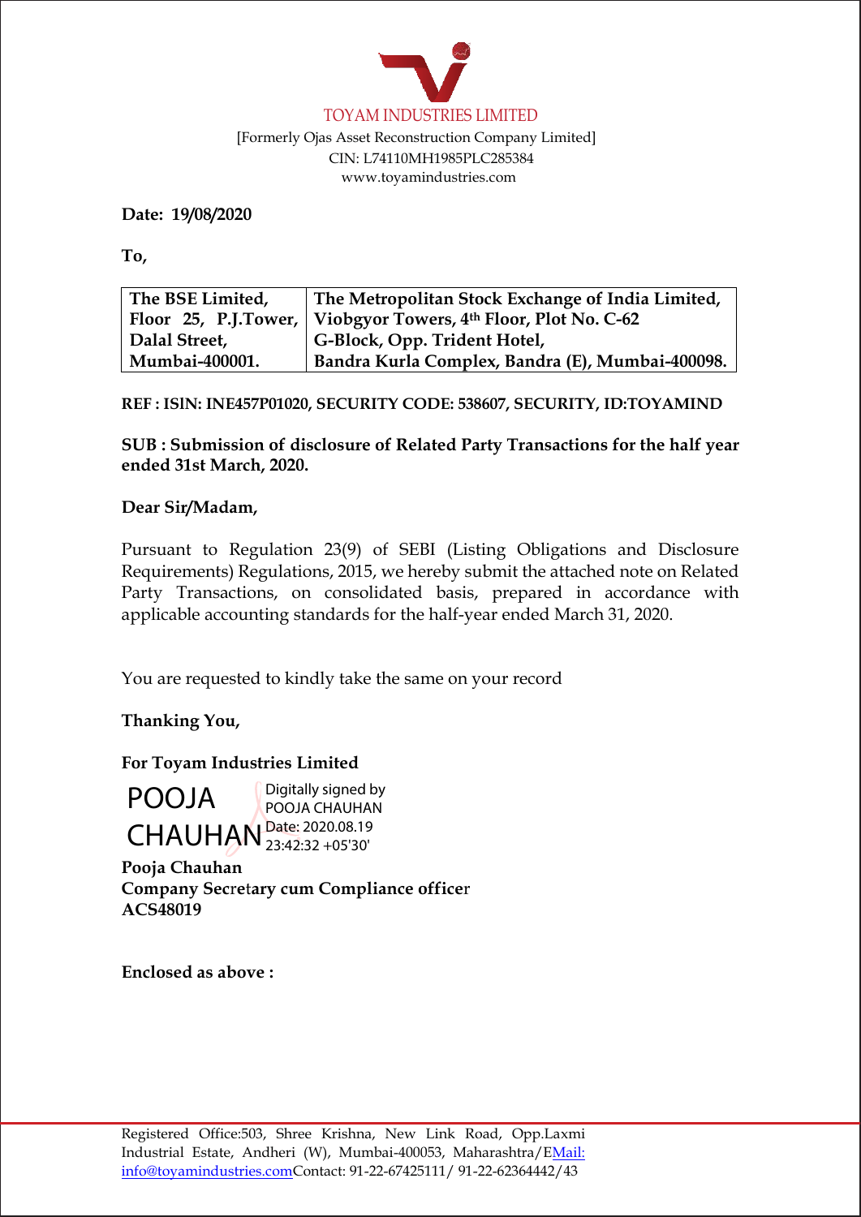TOYAM INDUSTRIES LIMITED

[Formerly Ojas Asset Reconstruction Company Limited]

CIN: L74110MH1985PLC285384

www.toyamindustries.com

**Date: 19/08/2020**

**To,**

| The BSE Limited, Floor 25, P.J.Tower, Dalal Street, Mumbai-400001. | The Metropolitan Stock Exchange of India Limited, Viobgyor Towers, 4th Floor, Plot No. C-62 G-Block, Opp. Trident Hotel, Bandra Kurla Complex, Bandra (E), Mumbai-400098. |
|---|---|

**REF : ISIN: INE457P01020, SECURITY CODE: 538607, SECURITY, ID:TOYAMIND**

**SUB : Submission of disclosure of Related Party Transactions for the half year ended 31st March, 2020.**

**Dear Sir/Madam,**

Pursuant to Regulation 23(9) of SEBI (Listing Obligations and Disclosure Requirements) Regulations, 2015, we hereby submit the attached note on Related Party Transactions, on consolidated basis, prepared in accordance with applicable accounting standards for the half-year ended March 31, 2020.

You are requested to kindly take the same on your record

**Thanking You,**

**For Toyam Industries Limited**

POOJA CHAUHAN — Digitally signed by POOJA CHAUHAN Date: 2020.08.19 23:42:32 +05'30'

**Pooja Chauhan**
**Company Secretary cum Compliance officer**
**ACS48019**

**Enclosed as above :**

Registered Office:503, Shree Krishna, New Link Road, Opp.Laxmi Industrial Estate, Andheri (W), Mumbai-400053, Maharashtra/EMail: info@toyamindustries.comContact: 91-22-67425111/ 91-22-62364442/43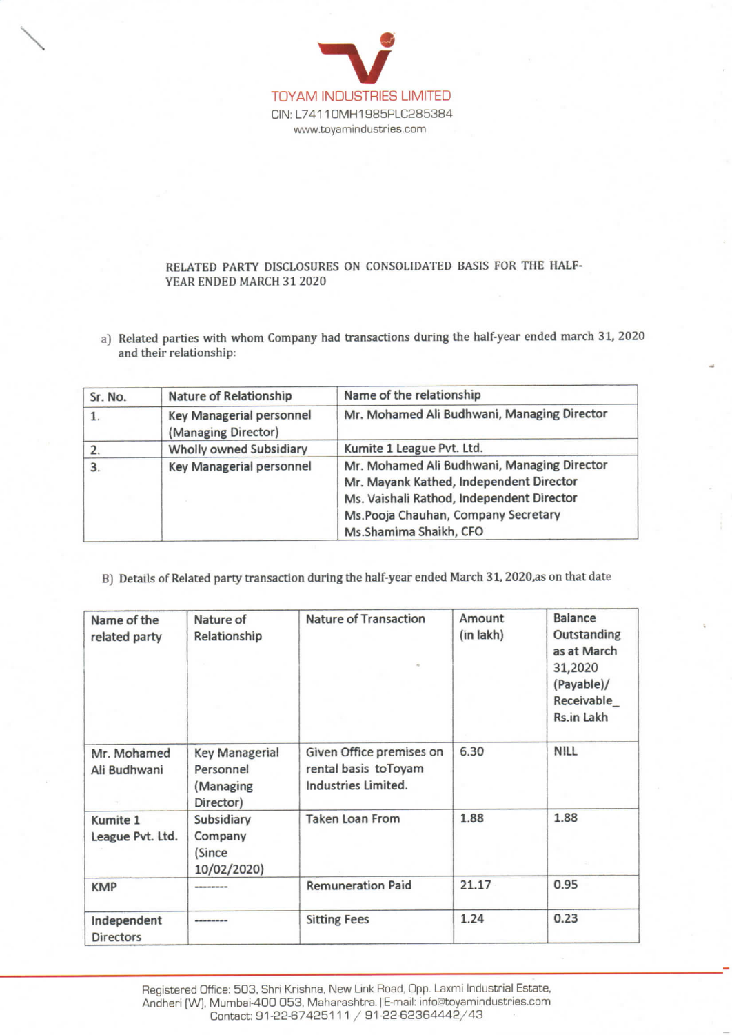TOYAM INDUSTRIES LIMITED
CIN: L74110MH1985PLC285384
www.toyamindustries.com

RELATED PARTY DISCLOSURES ON CONSOLIDATED BASIS FOR THE HALF-YEAR ENDED MARCH 31 2020

a) Related parties with whom Company had transactions during the half-year ended march 31, 2020 and their relationship:

| Sr. No. | Nature of Relationship | Name of the relationship |
|---|---|---|
| 1. | Key Managerial personnel (Managing Director) | Mr. Mohamed Ali Budhwani, Managing Director |
| 2. | Wholly owned Subsidiary | Kumite 1 League Pvt. Ltd. |
| 3. | Key Managerial personnel | Mr. Mohamed Ali Budhwani, Managing Director<br>Mr. Mayank Kathed, Independent Director<br>Ms. Vaishali Rathod, Independent Director<br>Ms.Pooja Chauhan, Company Secretary<br>Ms.Shamima Shaikh, CFO |

B) Details of Related party transaction during the half-year ended March 31, 2020,as on that date

| Name of the related party | Nature of Relationship | Nature of Transaction | Amount (in lakh) | Balance Outstanding as at March 31,2020 (Payable)/ Receivable_ Rs.in Lakh |
|---|---|---|---|---|
| Mr. Mohamed Ali Budhwani | Key Managerial Personnel (Managing Director) | Given Office premises on rental basis toToyam Industries Limited. | 6.30 | NILL |
| Kumite 1 League Pvt. Ltd. | Subsidiary Company (Since 10/02/2020) | Taken Loan From | 1.88 | 1.88 |
| KMP | -------- | Remuneration Paid | 21.17 | 0.95 |
| Independent Directors | -------- | Sitting Fees | 1.24 | 0.23 |

Registered Office: 503, Shri Krishna, New Link Road, Opp. Laxmi Industrial Estate, Andheri (W), Mumbai-400 053, Maharashtra. | E-mail: info@toyamindustries.com
Contact: 91-22-67425111 / 91-22-62364442/43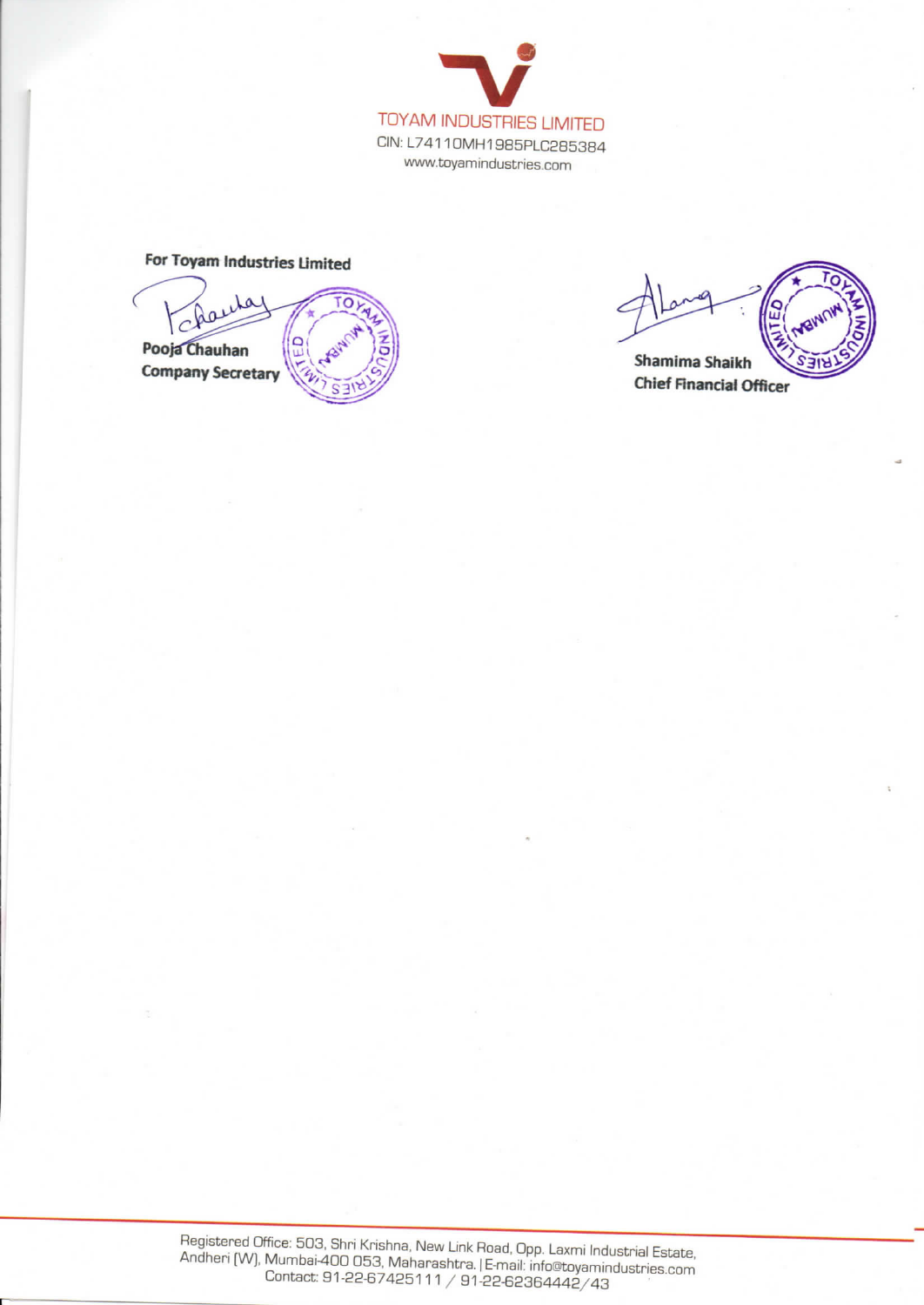TOYAM INDUSTRIES LIMITED
CIN: L74110MH1985PLC285384
www.toyamindustries.com

**For Toyam Industries Limited**

**Pooja Chauhan**
**Company Secretary**

**Shamima Shaikh**
**Chief Financial Officer**

Registered Office: 503, Shri Krishna, New Link Road, Opp. Laxmi Industrial Estate, Andheri (W), Mumbai-400 053, Maharashtra. | E-mail: info@toyamindustries.com
Contact: 91-22-67425111 / 91-22-62364442/43